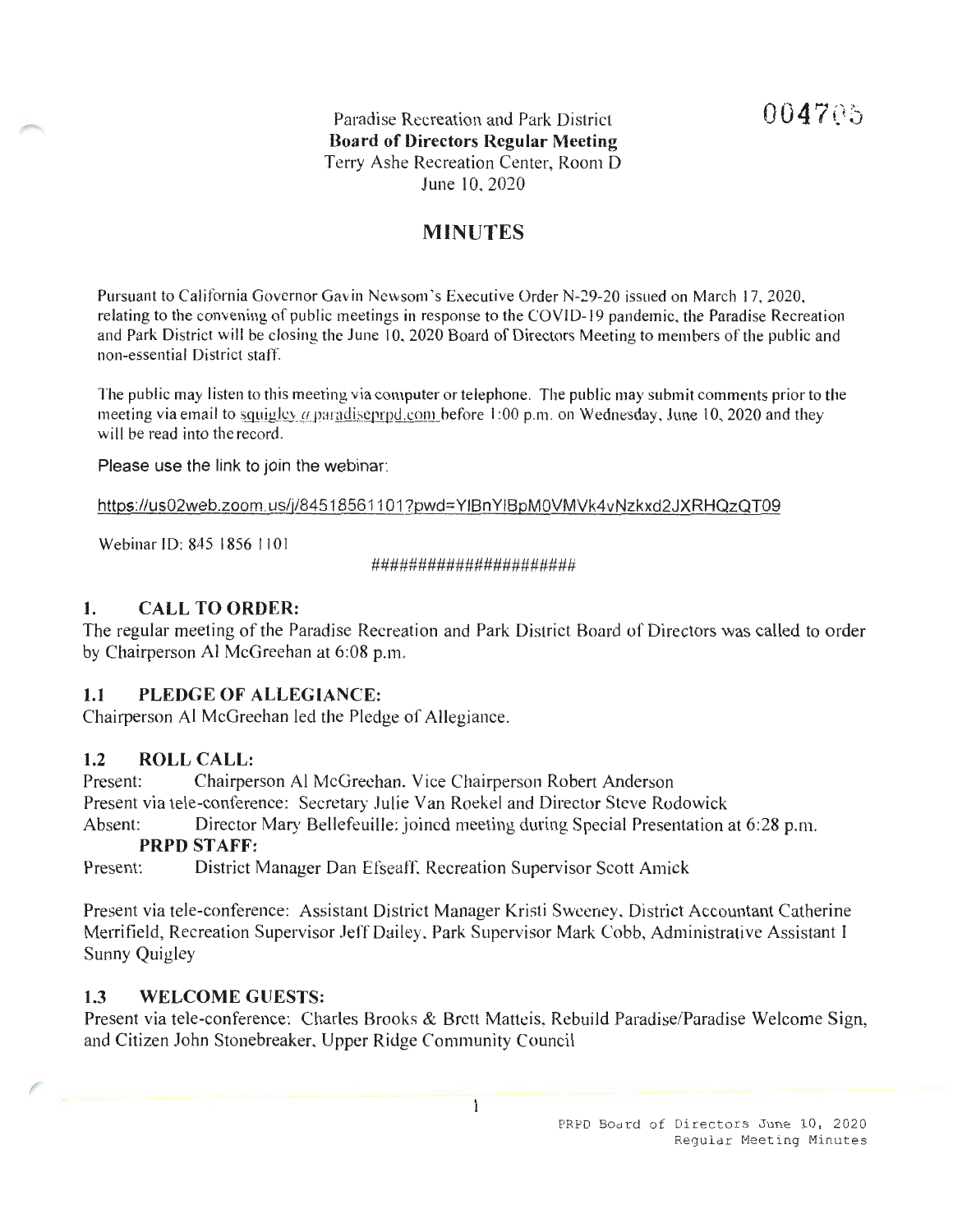004705

Paradise Recreation and Park District
**Board of Directors Regular Meeting**
Terry Ashe Recreation Center, Room D
June 10, 2020

# MINUTES

Pursuant to California Governor Gavin Newsom's Executive Order N-29-20 issued on March 17, 2020, relating to the convening of public meetings in response to the COVID-19 pandemic, the Paradise Recreation and Park District will be closing the June 10, 2020 Board of Directors Meeting to members of the public and non-essential District staff.

The public may listen to this meeting via computer or telephone. The public may submit comments prior to the meeting via email to squigley@paradiseprpd.com before 1:00 p.m. on Wednesday, June 10, 2020 and they will be read into the record.

Please use the link to join the webinar:

https://us02web.zoom.us/j/84518561101?pwd=YlBnYlBpM0VMVk4vNzkxd2JXRHQzQT09

Webinar ID: 845 1856 1101

#####################

## 1. CALL TO ORDER:

The regular meeting of the Paradise Recreation and Park District Board of Directors was called to order by Chairperson Al McGreehan at 6:08 p.m.

### 1.1 PLEDGE OF ALLEGIANCE:

Chairperson Al McGreehan led the Pledge of Allegiance.

### 1.2 ROLL CALL:

Present: Chairperson Al McGreehan, Vice Chairperson Robert Anderson

Present via tele-conference: Secretary Julie Van Roekel and Director Steve Rodowick

Absent: Director Mary Bellefeuille; joined meeting during Special Presentation at 6:28 p.m.

**PRPD STAFF:**

Present: District Manager Dan Efseaff, Recreation Supervisor Scott Amick

Present via tele-conference: Assistant District Manager Kristi Sweeney, District Accountant Catherine Merrifield, Recreation Supervisor Jeff Dailey, Park Supervisor Mark Cobb, Administrative Assistant I Sunny Quigley

### 1.3 WELCOME GUESTS:

Present via tele-conference: Charles Brooks & Brett Matteis, Rebuild Paradise/Paradise Welcome Sign, and Citizen John Stonebreaker, Upper Ridge Community Council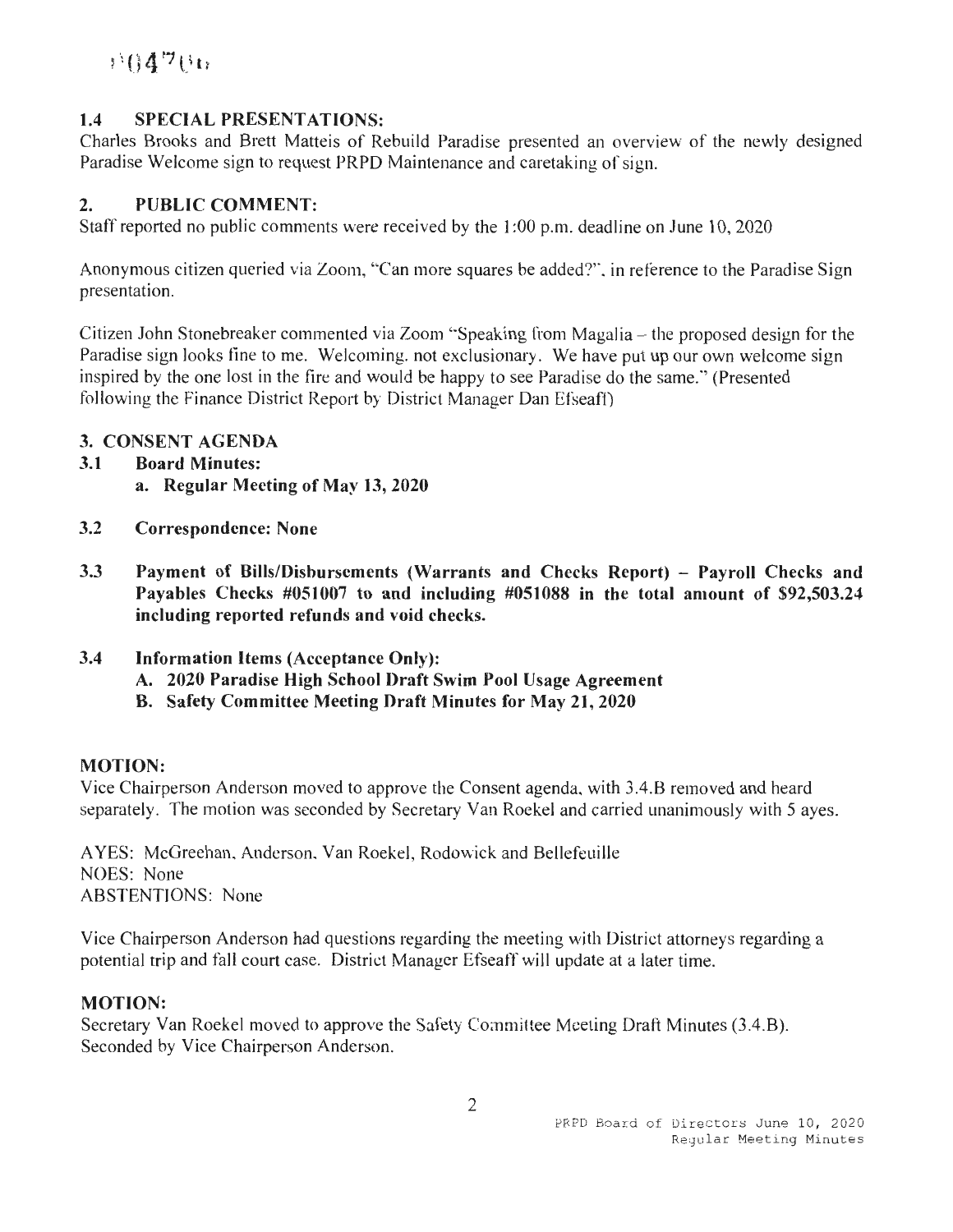## 1.4 SPECIAL PRESENTATIONS:

Charles Brooks and Brett Matteis of Rebuild Paradise presented an overview of the newly designed Paradise Welcome sign to request PRPD Maintenance and caretaking of sign.

## 2. PUBLIC COMMENT:

Staff reported no public comments were received by the 1:00 p.m. deadline on June 10, 2020

Anonymous citizen queried via Zoom, "Can more squares be added?", in reference to the Paradise Sign presentation.

Citizen John Stonebreaker commented via Zoom "Speaking from Magalia – the proposed design for the Paradise sign looks fine to me. Welcoming, not exclusionary. We have put up our own welcome sign inspired by the one lost in the fire and would be happy to see Paradise do the same." (Presented following the Finance District Report by District Manager Dan Efseaff)

## 3. CONSENT AGENDA

**3.1 Board Minutes:**

**a. Regular Meeting of May 13, 2020**

**3.2 Correspondence: None**

**3.3 Payment of Bills/Disbursements (Warrants and Checks Report) – Payroll Checks and Payables Checks #051007 to and including #051088 in the total amount of $92,503.24 including reported refunds and void checks.**

**3.4 Information Items (Acceptance Only):**

**A. 2020 Paradise High School Draft Swim Pool Usage Agreement**

**B. Safety Committee Meeting Draft Minutes for May 21, 2020**

### MOTION:

Vice Chairperson Anderson moved to approve the Consent agenda, with 3.4.B removed and heard separately. The motion was seconded by Secretary Van Roekel and carried unanimously with 5 ayes.

AYES: McGreehan, Anderson, Van Roekel, Rodowick and Bellefeuille
NOES: None
ABSTENTIONS: None

Vice Chairperson Anderson had questions regarding the meeting with District attorneys regarding a potential trip and fall court case. District Manager Efseaff will update at a later time.

### MOTION:

Secretary Van Roekel moved to approve the Safety Committee Meeting Draft Minutes (3.4.B). Seconded by Vice Chairperson Anderson.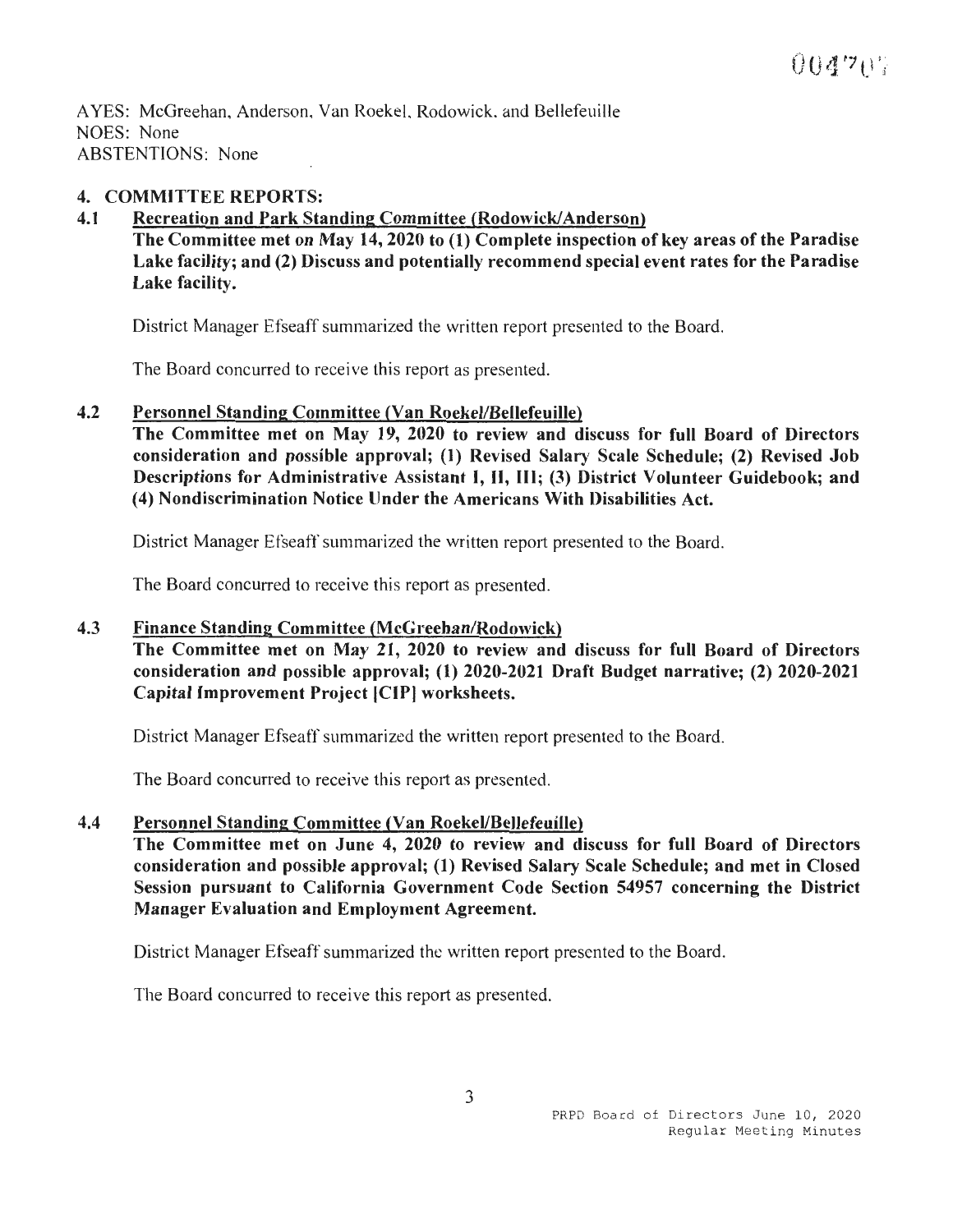AYES: McGreehan, Anderson, Van Roekel, Rodowick, and Bellefeuille
NOES: None
ABSTENTIONS: None

## 4. COMMITTEE REPORTS:

### 4.1 Recreation and Park Standing Committee (Rodowick/Anderson)

**The Committee met on May 14, 2020 to (1) Complete inspection of key areas of the Paradise Lake facility; and (2) Discuss and potentially recommend special event rates for the Paradise Lake facility.**

District Manager Efseaff summarized the written report presented to the Board.

The Board concurred to receive this report as presented.

### 4.2 Personnel Standing Committee (Van Roekel/Bellefeuille)

**The Committee met on May 19, 2020 to review and discuss for full Board of Directors consideration and possible approval; (1) Revised Salary Scale Schedule; (2) Revised Job Descriptions for Administrative Assistant I, II, III; (3) District Volunteer Guidebook; and (4) Nondiscrimination Notice Under the Americans With Disabilities Act.**

District Manager Efseaff summarized the written report presented to the Board.

The Board concurred to receive this report as presented.

### 4.3 Finance Standing Committee (McGreehan/Rodowick)

**The Committee met on May 21, 2020 to review and discuss for full Board of Directors consideration and possible approval; (1) 2020-2021 Draft Budget narrative; (2) 2020-2021 Capital Improvement Project [CIP] worksheets.**

District Manager Efseaff summarized the written report presented to the Board.

The Board concurred to receive this report as presented.

### 4.4 Personnel Standing Committee (Van Roekel/Bellefeuille)

**The Committee met on June 4, 2020 to review and discuss for full Board of Directors consideration and possible approval; (1) Revised Salary Scale Schedule; and met in Closed Session pursuant to California Government Code Section 54957 concerning the District Manager Evaluation and Employment Agreement.**

District Manager Efseaff summarized the written report presented to the Board.

The Board concurred to receive this report as presented.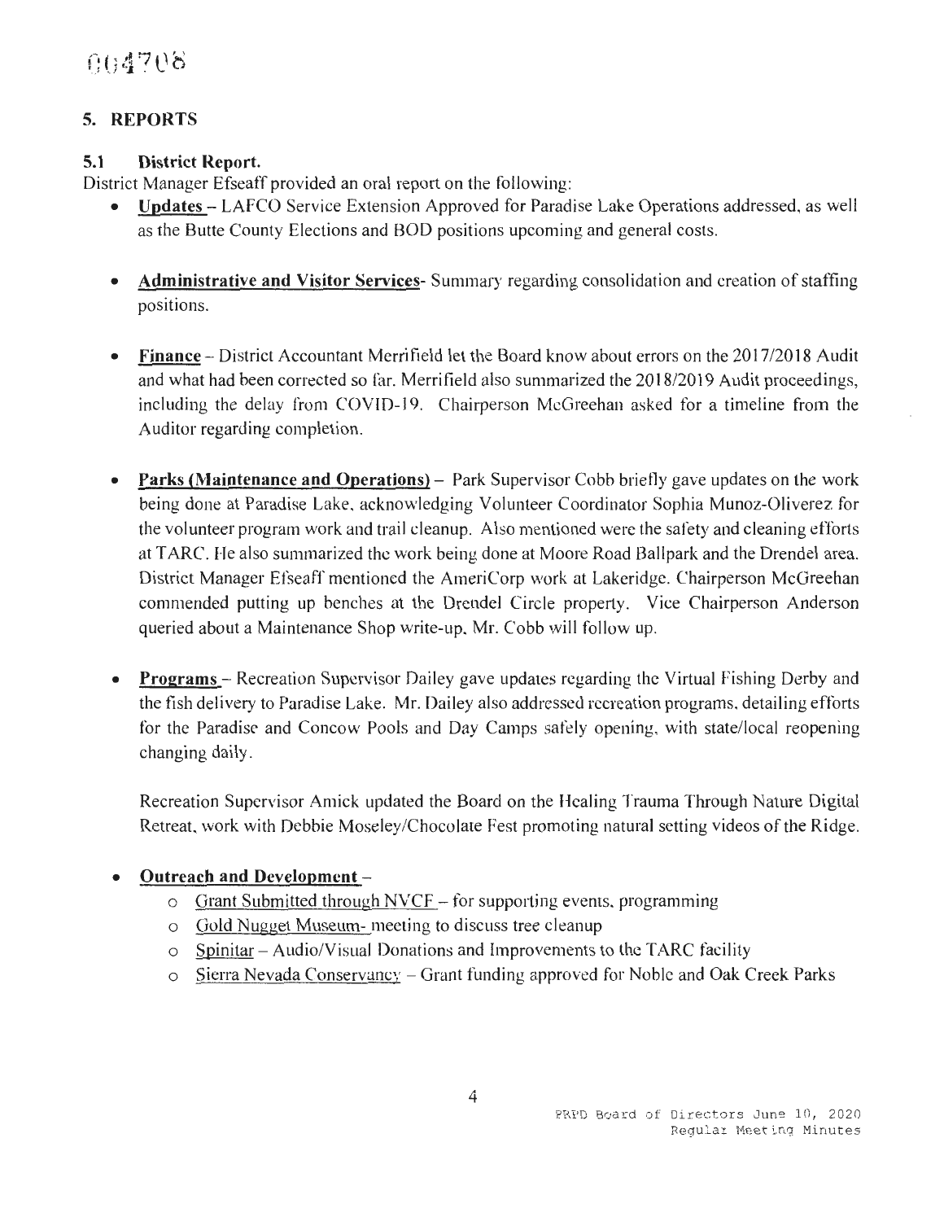## 5. REPORTS

### 5.1 District Report.

District Manager Efseaff provided an oral report on the following:

- **Updates** – LAFCO Service Extension Approved for Paradise Lake Operations addressed, as well as the Butte County Elections and BOD positions upcoming and general costs.

- **Administrative and Visitor Services**- Summary regarding consolidation and creation of staffing positions.

- **Finance** – District Accountant Merrifield let the Board know about errors on the 2017/2018 Audit and what had been corrected so far. Merrifield also summarized the 2018/2019 Audit proceedings, including the delay from COVID-19. Chairperson McGreehan asked for a timeline from the Auditor regarding completion.

- **Parks (Maintenance and Operations)** – Park Supervisor Cobb briefly gave updates on the work being done at Paradise Lake, acknowledging Volunteer Coordinator Sophia Munoz-Oliverez for the volunteer program work and trail cleanup. Also mentioned were the safety and cleaning efforts at TARC. He also summarized the work being done at Moore Road Ballpark and the Drendel area. District Manager Efseaff mentioned the AmeriCorp work at Lakeridge. Chairperson McGreehan commended putting up benches at the Drendel Circle property. Vice Chairperson Anderson queried about a Maintenance Shop write-up, Mr. Cobb will follow up.

- **Programs** – Recreation Supervisor Dailey gave updates regarding the Virtual Fishing Derby and the fish delivery to Paradise Lake. Mr. Dailey also addressed recreation programs, detailing efforts for the Paradise and Concow Pools and Day Camps safely opening, with state/local reopening changing daily.

  Recreation Supervisor Amick updated the Board on the Healing Trauma Through Nature Digital Retreat, work with Debbie Moseley/Chocolate Fest promoting natural setting videos of the Ridge.

- **Outreach and Development** –
  - Grant Submitted through NVCF – for supporting events, programming
  - Gold Nugget Museum- meeting to discuss tree cleanup
  - Spinitar – Audio/Visual Donations and Improvements to the TARC facility
  - Sierra Nevada Conservancy – Grant funding approved for Noble and Oak Creek Parks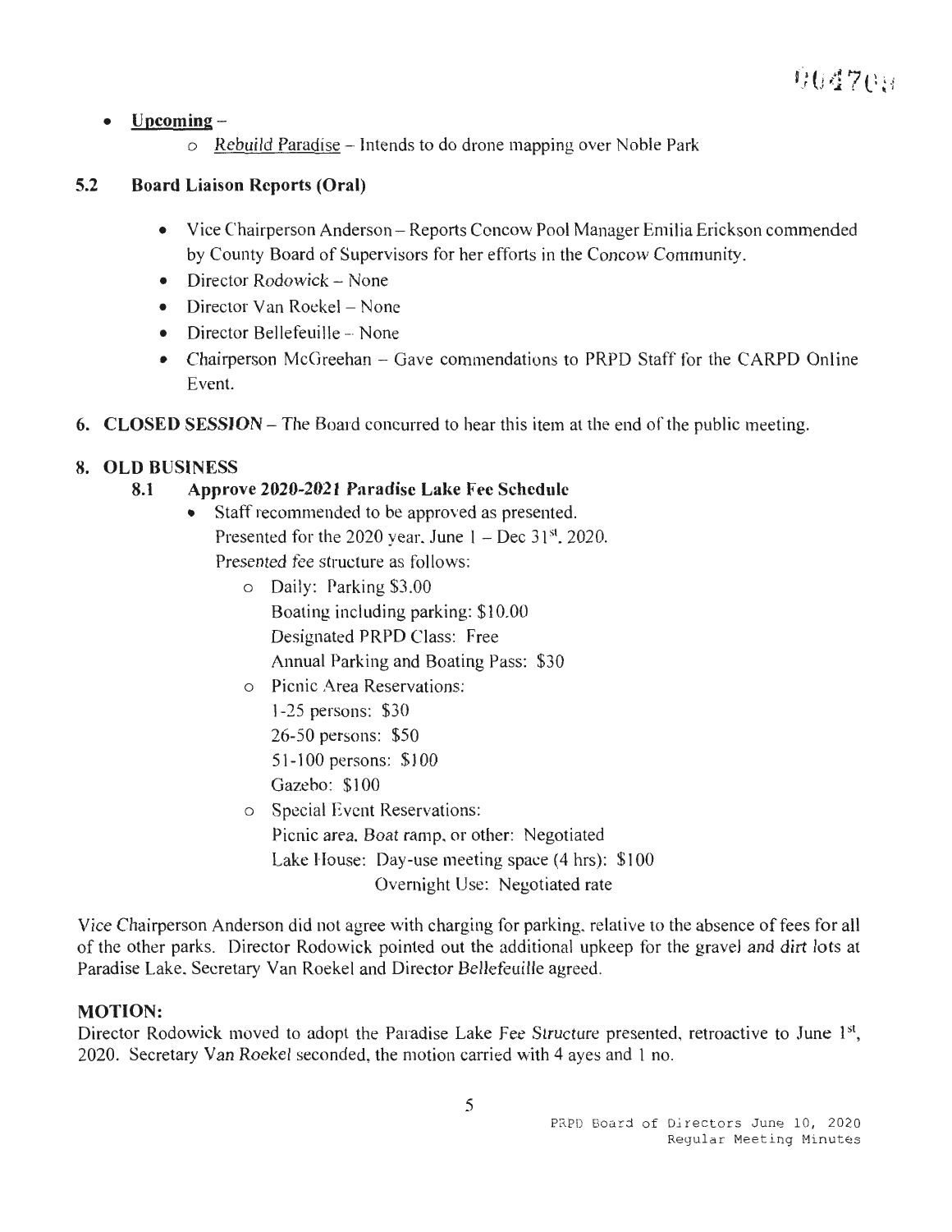- **Upcoming** –
  - Rebuild Paradise – Intends to do drone mapping over Noble Park

### 5.2 Board Liaison Reports (Oral)

- Vice Chairperson Anderson – Reports Concow Pool Manager Emilia Erickson commended by County Board of Supervisors for her efforts in the Concow Community.
- Director Rodowick – None
- Director Van Roekel – None
- Director Bellefeuille – None
- Chairperson McGreehan – Gave commendations to PRPD Staff for the CARPD Online Event.

## 6. CLOSED SESSION – The Board concurred to hear this item at the end of the public meeting.

## 8. OLD BUSINESS

### 8.1 Approve 2020-2021 Paradise Lake Fee Schedule

- Staff recommended to be approved as presented.
  Presented for the 2020 year. June 1 – Dec 31st, 2020.
  Presented fee structure as follows:
  - Daily: Parking $3.00
    Boating including parking: $10.00
    Designated PRPD Class: Free
    Annual Parking and Boating Pass: $30
  - Picnic Area Reservations:
    1-25 persons: $30
    26-50 persons: $50
    51-100 persons: $100
    Gazebo: $100
  - Special Event Reservations:
    Picnic area, Boat ramp, or other: Negotiated
    Lake House: Day-use meeting space (4 hrs): $100
    Overnight Use: Negotiated rate

Vice Chairperson Anderson did not agree with charging for parking, relative to the absence of fees for all of the other parks. Director Rodowick pointed out the additional upkeep for the gravel and dirt lots at Paradise Lake. Secretary Van Roekel and Director Bellefeuille agreed.

**MOTION:**

Director Rodowick moved to adopt the Paradise Lake Fee Structure presented, retroactive to June 1st, 2020. Secretary Van Roekel seconded, the motion carried with 4 ayes and 1 no.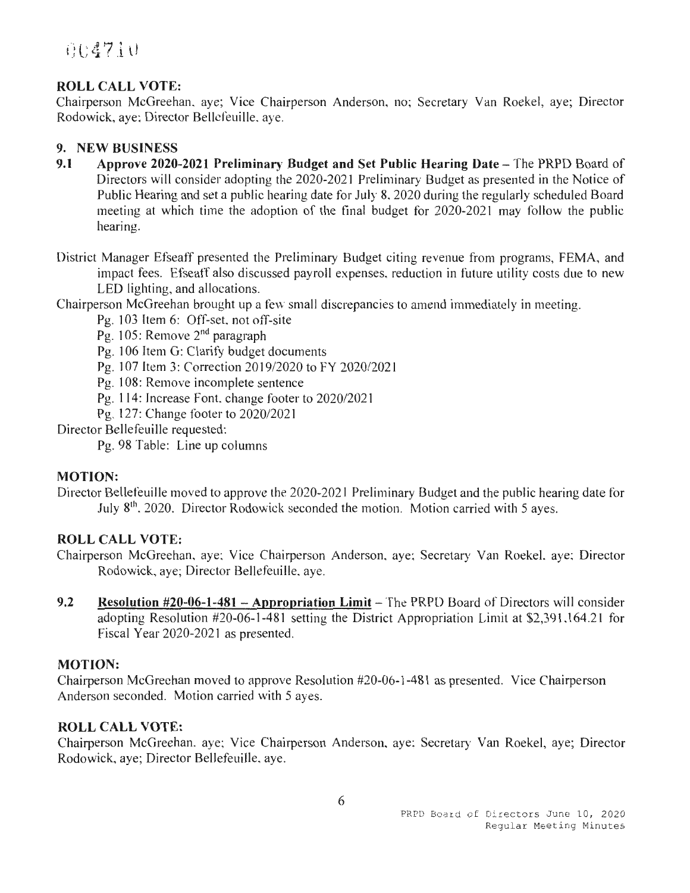004710

**ROLL CALL VOTE:**
Chairperson McGreehan, aye; Vice Chairperson Anderson, no; Secretary Van Roekel, aye; Director Rodowick, aye; Director Bellefeuille, aye.

## 9. NEW BUSINESS

**9.1 Approve 2020-2021 Preliminary Budget and Set Public Hearing Date** – The PRPD Board of Directors will consider adopting the 2020-2021 Preliminary Budget as presented in the Notice of Public Hearing and set a public hearing date for July 8, 2020 during the regularly scheduled Board meeting at which time the adoption of the final budget for 2020-2021 may follow the public hearing.

District Manager Efseaff presented the Preliminary Budget citing revenue from programs, FEMA, and impact fees. Efseaff also discussed payroll expenses, reduction in future utility costs due to new LED lighting, and allocations.

Chairperson McGreehan brought up a few small discrepancies to amend immediately in meeting.

- Pg. 103 Item 6: Off-set, not off-site
- Pg. 105: Remove 2nd paragraph
- Pg. 106 Item G: Clarify budget documents
- Pg. 107 Item 3: Correction 2019/2020 to FY 2020/2021
- Pg. 108: Remove incomplete sentence
- Pg. 114: Increase Font, change footer to 2020/2021
- Pg. 127: Change footer to 2020/2021

Director Bellefeuille requested:

- Pg. 98 Table: Line up columns

**MOTION:**
Director Bellefeuille moved to approve the 2020-2021 Preliminary Budget and the public hearing date for July 8th, 2020. Director Rodowick seconded the motion. Motion carried with 5 ayes.

**ROLL CALL VOTE:**
Chairperson McGreehan, aye; Vice Chairperson Anderson, aye; Secretary Van Roekel, aye; Director Rodowick, aye; Director Bellefeuille, aye.

**9.2 Resolution #20-06-1-481 – Appropriation Limit** – The PRPD Board of Directors will consider adopting Resolution #20-06-1-481 setting the District Appropriation Limit at $2,391,164.21 for Fiscal Year 2020-2021 as presented.

**MOTION:**
Chairperson McGreehan moved to approve Resolution #20-06-1-481 as presented. Vice Chairperson Anderson seconded. Motion carried with 5 ayes.

**ROLL CALL VOTE:**
Chairperson McGreehan, aye; Vice Chairperson Anderson, aye; Secretary Van Roekel, aye; Director Rodowick, aye; Director Bellefeuille, aye.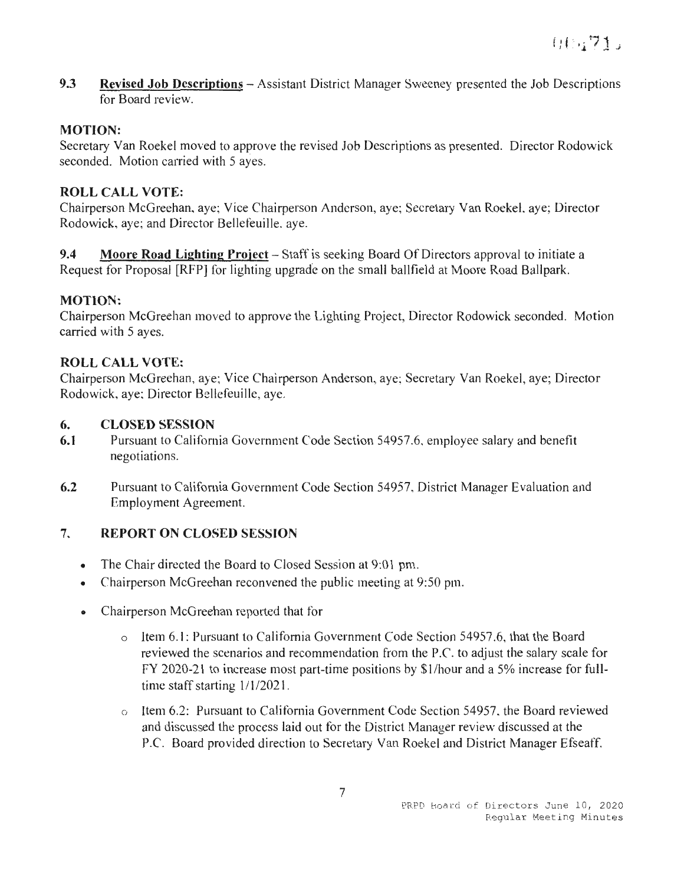**9.3 Revised Job Descriptions** – Assistant District Manager Sweeney presented the Job Descriptions for Board review.

**MOTION:**
Secretary Van Roekel moved to approve the revised Job Descriptions as presented. Director Rodowick seconded. Motion carried with 5 ayes.

**ROLL CALL VOTE:**
Chairperson McGreehan, aye; Vice Chairperson Anderson, aye; Secretary Van Roekel, aye; Director Rodowick, aye; and Director Bellefeuille, aye.

**9.4 Moore Road Lighting Project** – Staff is seeking Board Of Directors approval to initiate a Request for Proposal [RFP] for lighting upgrade on the small ballfield at Moore Road Ballpark.

**MOTION:**
Chairperson McGreehan moved to approve the Lighting Project, Director Rodowick seconded. Motion carried with 5 ayes.

**ROLL CALL VOTE:**
Chairperson McGreehan, aye; Vice Chairperson Anderson, aye; Secretary Van Roekel, aye; Director Rodowick, aye; Director Bellefeuille, aye.

## 6. CLOSED SESSION

**6.1** Pursuant to California Government Code Section 54957.6, employee salary and benefit negotiations.

**6.2** Pursuant to California Government Code Section 54957, District Manager Evaluation and Employment Agreement.

## 7. REPORT ON CLOSED SESSION

- The Chair directed the Board to Closed Session at 9:01 pm.
- Chairperson McGreehan reconvened the public meeting at 9:50 pm.
- Chairperson McGreehan reported that for
  - Item 6.1: Pursuant to California Government Code Section 54957.6, that the Board reviewed the scenarios and recommendation from the P.C. to adjust the salary scale for FY 2020-21 to increase most part-time positions by $1/hour and a 5% increase for full-time staff starting 1/1/2021.
  - Item 6.2: Pursuant to California Government Code Section 54957, the Board reviewed and discussed the process laid out for the District Manager review discussed at the P.C. Board provided direction to Secretary Van Roekel and District Manager Efseaff.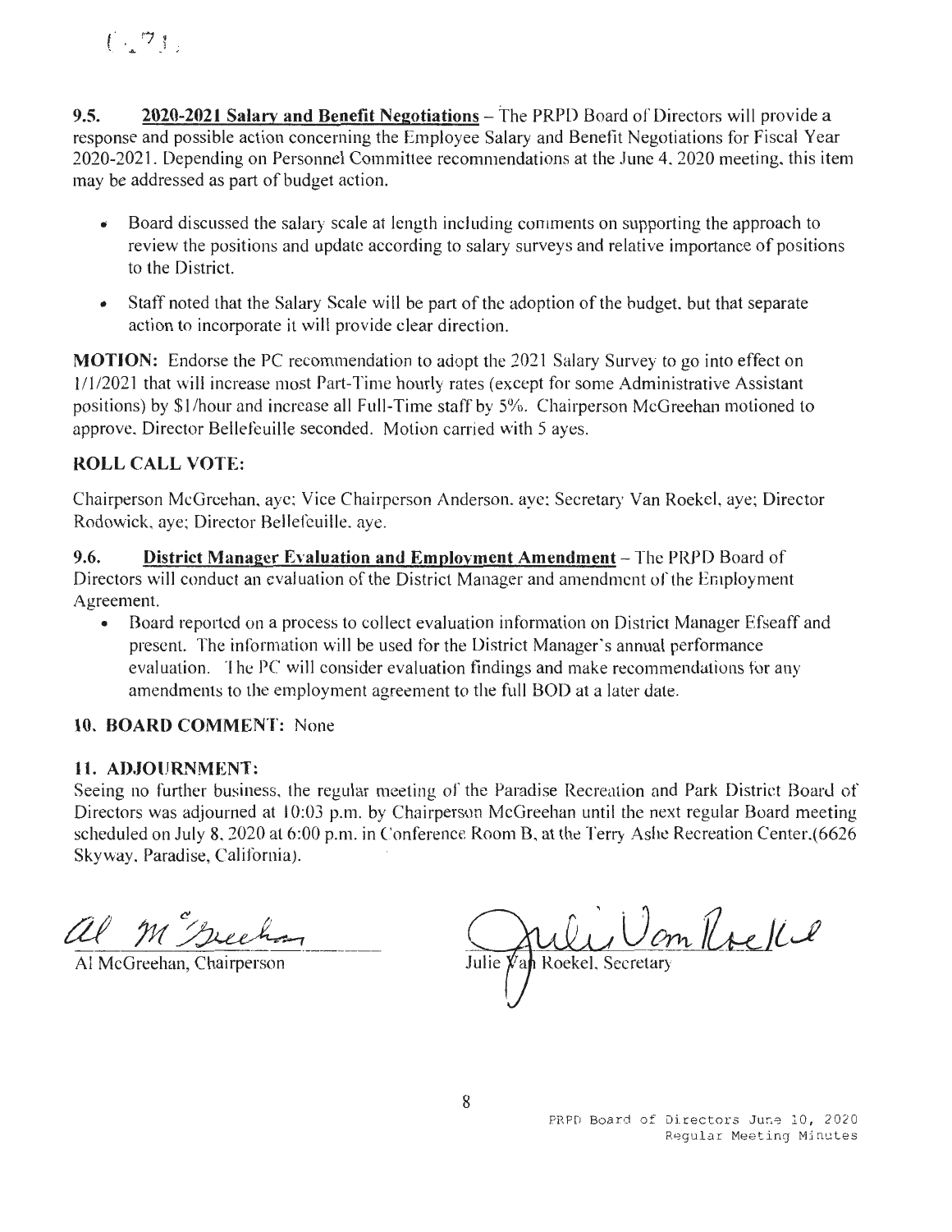**9.5. 2020-2021 Salary and Benefit Negotiations** – The PRPD Board of Directors will provide a response and possible action concerning the Employee Salary and Benefit Negotiations for Fiscal Year 2020-2021. Depending on Personnel Committee recommendations at the June 4, 2020 meeting, this item may be addressed as part of budget action.

- Board discussed the salary scale at length including comments on supporting the approach to review the positions and update according to salary surveys and relative importance of positions to the District.
- Staff noted that the Salary Scale will be part of the adoption of the budget, but that separate action to incorporate it will provide clear direction.

**MOTION:** Endorse the PC recommendation to adopt the 2021 Salary Survey to go into effect on 1/1/2021 that will increase most Part-Time hourly rates (except for some Administrative Assistant positions) by $1/hour and increase all Full-Time staff by 5%. Chairperson McGreehan motioned to approve. Director Bellefeuille seconded. Motion carried with 5 ayes.

**ROLL CALL VOTE:**

Chairperson McGreehan, aye; Vice Chairperson Anderson, aye; Secretary Van Roekel, aye; Director Rodowick, aye; Director Bellefeuille, aye.

**9.6. District Manager Evaluation and Employment Amendment** – The PRPD Board of Directors will conduct an evaluation of the District Manager and amendment of the Employment Agreement.

- Board reported on a process to collect evaluation information on District Manager Efseaff and present. The information will be used for the District Manager's annual performance evaluation. The PC will consider evaluation findings and make recommendations for any amendments to the employment agreement to the full BOD at a later date.

## 10. BOARD COMMENT: None

## 11. ADJOURNMENT:

Seeing no further business, the regular meeting of the Paradise Recreation and Park District Board of Directors was adjourned at 10:03 p.m. by Chairperson McGreehan until the next regular Board meeting scheduled on July 8, 2020 at 6:00 p.m. in Conference Room B, at the Terry Ashe Recreation Center,(6626 Skyway, Paradise, California).

Al McGreehan, Chairperson

Julie Van Roekel, Secretary